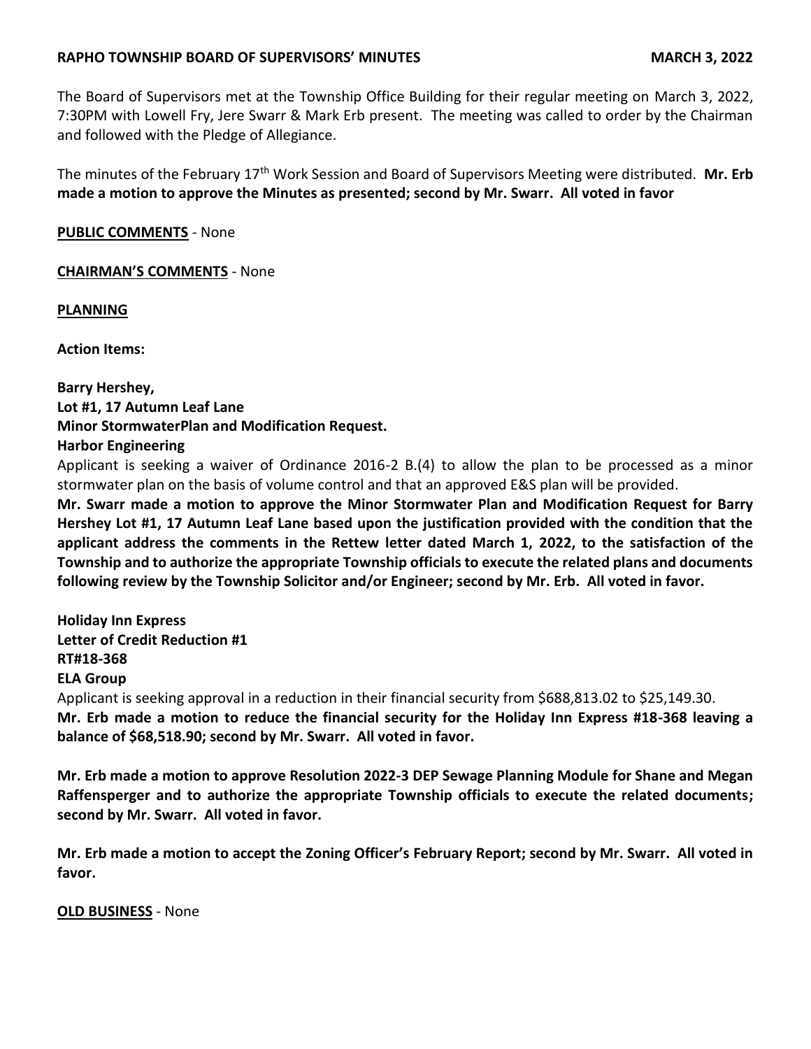**RAPHO TOWNSHIP BOARD OF SUPERVISORS' MINUTES** **MARCH 3, 2022**

The Board of Supervisors met at the Township Office Building for their regular meeting on March 3, 2022, 7:30PM with Lowell Fry, Jere Swarr & Mark Erb present. The meeting was called to order by the Chairman and followed with the Pledge of Allegiance.

The minutes of the February 17th Work Session and Board of Supervisors Meeting were distributed. **Mr. Erb made a motion to approve the Minutes as presented; second by Mr. Swarr. All voted in favor**

**PUBLIC COMMENTS** - None

**CHAIRMAN'S COMMENTS** - None

**PLANNING**

**Action Items:**

**Barry Hershey,**
**Lot #1, 17 Autumn Leaf Lane**
**Minor StormwaterPlan and Modification Request.**
**Harbor Engineering**

Applicant is seeking a waiver of Ordinance 2016-2 B.(4) to allow the plan to be processed as a minor stormwater plan on the basis of volume control and that an approved E&S plan will be provided.

**Mr. Swarr made a motion to approve the Minor Stormwater Plan and Modification Request for Barry Hershey Lot #1, 17 Autumn Leaf Lane based upon the justification provided with the condition that the applicant address the comments in the Rettew letter dated March 1, 2022, to the satisfaction of the Township and to authorize the appropriate Township officials to execute the related plans and documents following review by the Township Solicitor and/or Engineer; second by Mr. Erb. All voted in favor.**

**Holiday Inn Express**
**Letter of Credit Reduction #1**
**RT#18-368**
**ELA Group**

Applicant is seeking approval in a reduction in their financial security from $688,813.02 to $25,149.30.

**Mr. Erb made a motion to reduce the financial security for the Holiday Inn Express #18-368 leaving a balance of $68,518.90; second by Mr. Swarr. All voted in favor.**

**Mr. Erb made a motion to approve Resolution 2022-3 DEP Sewage Planning Module for Shane and Megan Raffensperger and to authorize the appropriate Township officials to execute the related documents; second by Mr. Swarr. All voted in favor.**

**Mr. Erb made a motion to accept the Zoning Officer's February Report; second by Mr. Swarr. All voted in favor.**

**OLD BUSINESS** - None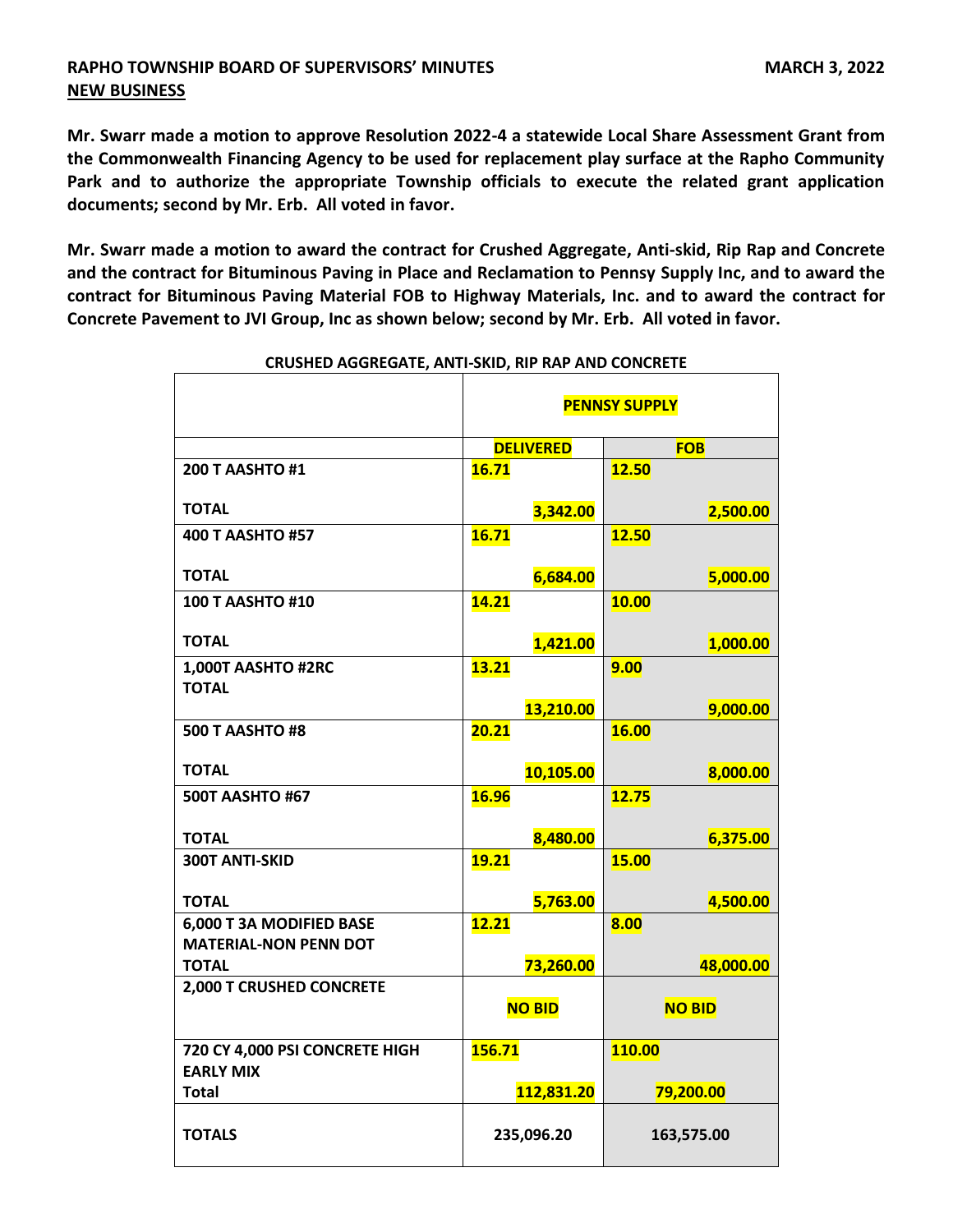**RAPHO TOWNSHIP BOARD OF SUPERVISORS' MINUTES** **MARCH 3, 2022**
**NEW BUSINESS**

**Mr. Swarr made a motion to approve Resolution 2022-4 a statewide Local Share Assessment Grant from the Commonwealth Financing Agency to be used for replacement play surface at the Rapho Community Park and to authorize the appropriate Township officials to execute the related grant application documents; second by Mr. Erb. All voted in favor.**

**Mr. Swarr made a motion to award the contract for Crushed Aggregate, Anti-skid, Rip Rap and Concrete and the contract for Bituminous Paving in Place and Reclamation to Pennsy Supply Inc, and to award the contract for Bituminous Paving Material FOB to Highway Materials, Inc. and to award the contract for Concrete Pavement to JVI Group, Inc as shown below; second by Mr. Erb. All voted in favor.**

**CRUSHED AGGREGATE, ANTI-SKID, RIP RAP AND CONCRETE**

| | **PENNSY SUPPLY** | |
|---|---|---|
| | **DELIVERED** | **FOB** |
| **200 T AASHTO #1** | **16.71** | **12.50** |
| **TOTAL** | **3,342.00** | **2,500.00** |
| **400 T AASHTO #57** | **16.71** | **12.50** |
| **TOTAL** | **6,684.00** | **5,000.00** |
| **100 T AASHTO #10** | **14.21** | **10.00** |
| **TOTAL** | **1,421.00** | **1,000.00** |
| **1,000T AASHTO #2RC** | **13.21** | **9.00** |
| **TOTAL** | **13,210.00** | **9,000.00** |
| **500 T AASHTO #8** | **20.21** | **16.00** |
| **TOTAL** | **10,105.00** | **8,000.00** |
| **500T AASHTO #67** | **16.96** | **12.75** |
| **TOTAL** | **8,480.00** | **6,375.00** |
| **300T ANTI-SKID** | **19.21** | **15.00** |
| **TOTAL** | **5,763.00** | **4,500.00** |
| **6,000 T 3A MODIFIED BASE MATERIAL-NON PENN DOT** | **12.21** | **8.00** |
| **TOTAL** | **73,260.00** | **48,000.00** |
| **2,000 T CRUSHED CONCRETE** | **NO BID** | **NO BID** |
| **720 CY 4,000 PSI CONCRETE HIGH EARLY MIX** | **156.71** | **110.00** |
| **Total** | **112,831.20** | **79,200.00** |
| **TOTALS** | **235,096.20** | **163,575.00** |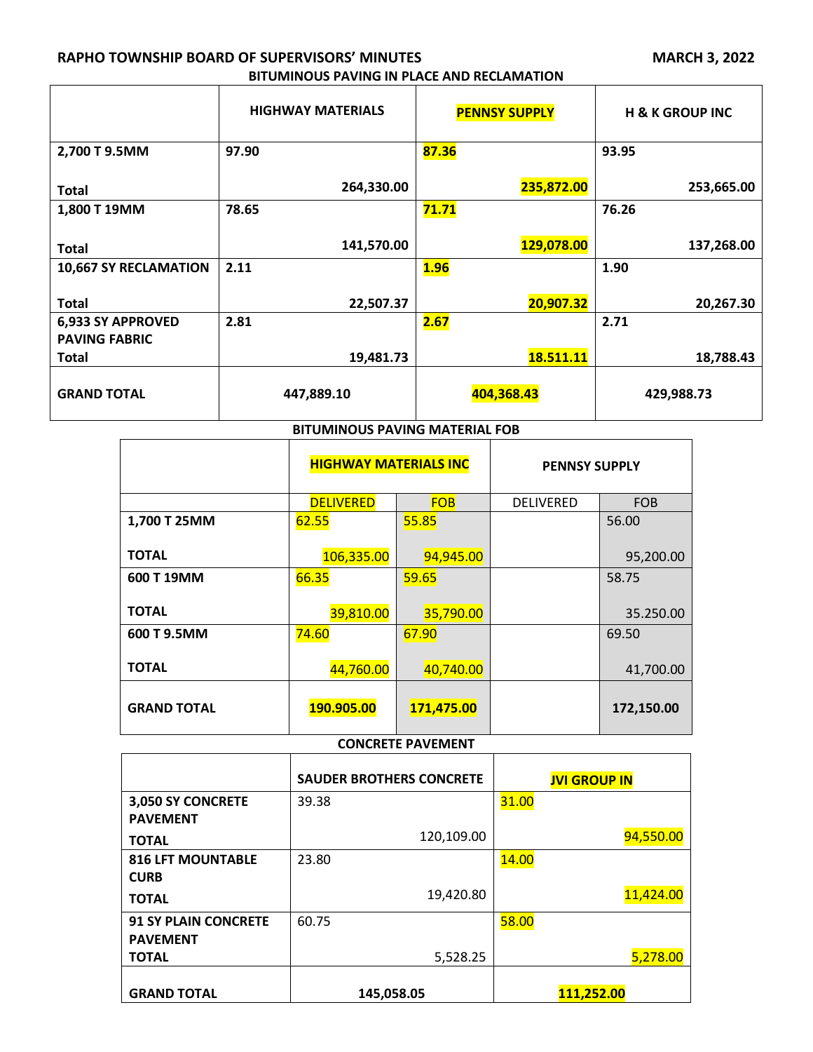**BITUMINOUS PAVING IN PLACE AND RECLAMATION**

| | HIGHWAY MATERIALS | PENNSY SUPPLY | H & K GROUP INC |
|---|---|---|---|
| **2,700 T 9.5MM** | 97.90 | **87.36** | 93.95 |
| **Total** | 264,330.00 | **235,872.00** | 253,665.00 |
| **1,800 T 19MM** | 78.65 | **71.71** | 76.26 |
| **Total** | 141,570.00 | **129,078.00** | 137,268.00 |
| **10,667 SY RECLAMATION** | 2.11 | **1.96** | 1.90 |
| **Total** | 22,507.37 | **20,907.32** | 20,267.30 |
| **6,933 SY APPROVED PAVING FABRIC** | 2.81 | **2.67** | 2.71 |
| **Total** | 19,481.73 | **18.511.11** | 18,788.43 |
| **GRAND TOTAL** | 447,889.10 | **404,368.43** | 429,988.73 |

**BITUMINOUS PAVING MATERIAL FOB**

| | **HIGHWAY MATERIALS INC** | | **PENNSY SUPPLY** | |
|---|---|---|---|---|
| | DELIVERED | FOB | DELIVERED | FOB |
| **1,700 T 25MM** | 62.55 | 55.85 | | 56.00 |
| **TOTAL** | 106,335.00 | 94,945.00 | | 95,200.00 |
| **600 T 19MM** | 66.35 | 59.65 | | 58.75 |
| **TOTAL** | 39,810.00 | 35,790.00 | | 35.250.00 |
| **600 T 9.5MM** | 74.60 | 67.90 | | 69.50 |
| **TOTAL** | 44,760.00 | 40,740.00 | | 41,700.00 |
| **GRAND TOTAL** | **190.905.00** | **171,475.00** | | **172,150.00** |

**CONCRETE PAVEMENT**

| | SAUDER BROTHERS CONCRETE | JVI GROUP IN |
|---|---|---|
| **3,050 SY CONCRETE PAVEMENT** | 39.38 | 31.00 |
| **TOTAL** | 120,109.00 | 94,550.00 |
| **816 LFT MOUNTABLE CURB** | 23.80 | 14.00 |
| **TOTAL** | 19,420.80 | 11,424.00 |
| **91 SY PLAIN CONCRETE PAVEMENT** | 60.75 | 58.00 |
| **TOTAL** | 5,528.25 | 5,278.00 |
| **GRAND TOTAL** | 145,058.05 | **111,252.00** |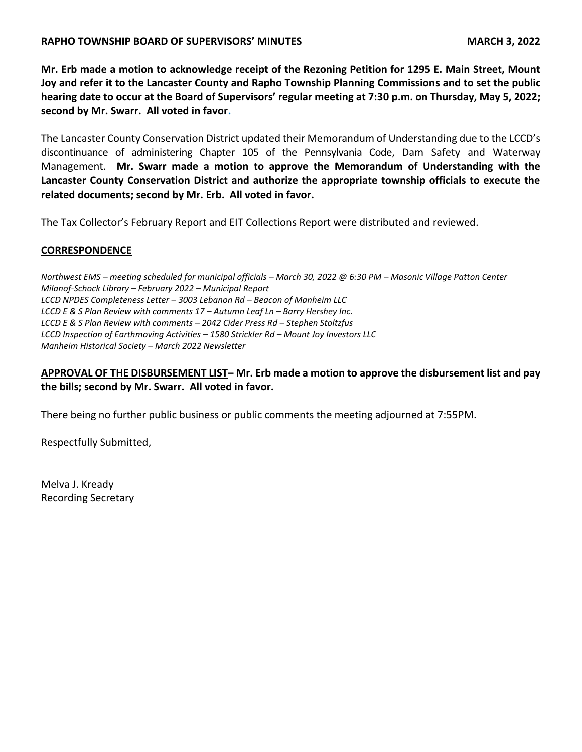**Mr. Erb made a motion to acknowledge receipt of the Rezoning Petition for 1295 E. Main Street, Mount Joy and refer it to the Lancaster County and Rapho Township Planning Commissions and to set the public hearing date to occur at the Board of Supervisors' regular meeting at 7:30 p.m. on Thursday, May 5, 2022; second by Mr. Swarr. All voted in favor.**

The Lancaster County Conservation District updated their Memorandum of Understanding due to the LCCD's discontinuance of administering Chapter 105 of the Pennsylvania Code, Dam Safety and Waterway Management. **Mr. Swarr made a motion to approve the Memorandum of Understanding with the Lancaster County Conservation District and authorize the appropriate township officials to execute the related documents; second by Mr. Erb. All voted in favor.**

The Tax Collector's February Report and EIT Collections Report were distributed and reviewed.

**CORRESPONDENCE**

*Northwest EMS – meeting scheduled for municipal officials – March 30, 2022 @ 6:30 PM – Masonic Village Patton Center*
*Milanof-Schock Library – February 2022 – Municipal Report*
*LCCD NPDES Completeness Letter – 3003 Lebanon Rd – Beacon of Manheim LLC*
*LCCD E & S Plan Review with comments 17 – Autumn Leaf Ln – Barry Hershey Inc.*
*LCCD E & S Plan Review with comments – 2042 Cider Press Rd – Stephen Stoltzfus*
*LCCD Inspection of Earthmoving Activities – 1580 Strickler Rd – Mount Joy Investors LLC*
*Manheim Historical Society – March 2022 Newsletter*

**APPROVAL OF THE DISBURSEMENT LIST– Mr. Erb made a motion to approve the disbursement list and pay the bills; second by Mr. Swarr. All voted in favor.**

There being no further public business or public comments the meeting adjourned at 7:55PM.

Respectfully Submitted,

Melva J. Kready
Recording Secretary